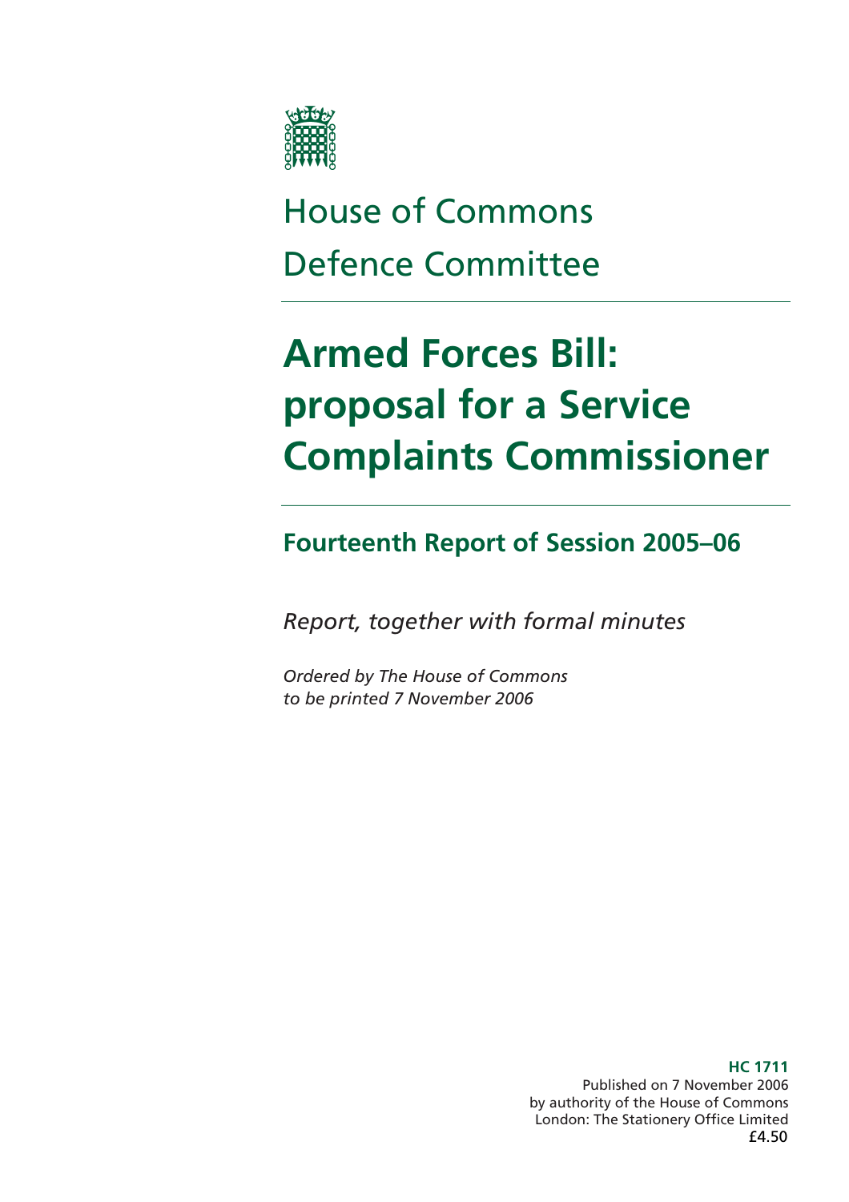# House of Commons
# Defence Committee

# Armed Forces Bill: proposal for a Service Complaints Commissioner

## Fourteenth Report of Session 2005–06

*Report, together with formal minutes*

*Ordered by The House of Commons to be printed 7 November 2006*

**HC 1711**
Published on 7 November 2006
by authority of the House of Commons
London: The Stationery Office Limited
£4.50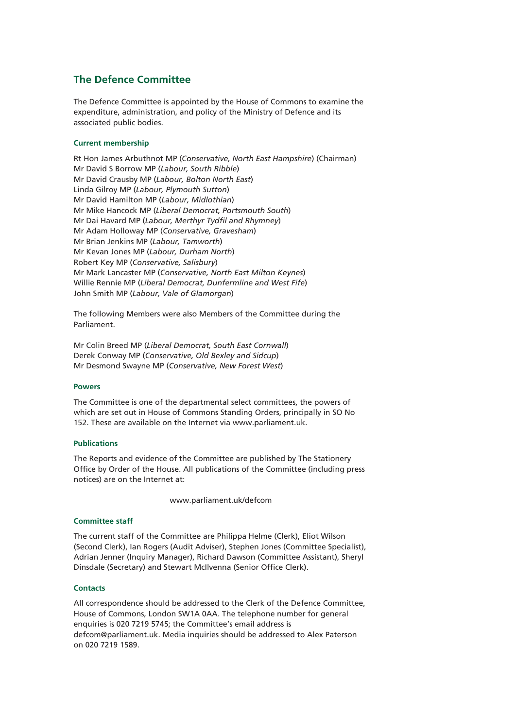## The Defence Committee

The Defence Committee is appointed by the House of Commons to examine the expenditure, administration, and policy of the Ministry of Defence and its associated public bodies.

### Current membership

Rt Hon James Arbuthnot MP (*Conservative, North East Hampshire*) (Chairman)
Mr David S Borrow MP (*Labour, South Ribble*)
Mr David Crausby MP (*Labour, Bolton North East*)
Linda Gilroy MP (*Labour, Plymouth Sutton*)
Mr David Hamilton MP (*Labour, Midlothian*)
Mr Mike Hancock MP (*Liberal Democrat, Portsmouth South*)
Mr Dai Havard MP (*Labour, Merthyr Tydfil and Rhymney*)
Mr Adam Holloway MP (*Conservative, Gravesham*)
Mr Brian Jenkins MP (*Labour, Tamworth*)
Mr Kevan Jones MP (*Labour, Durham North*)
Robert Key MP (*Conservative, Salisbury*)
Mr Mark Lancaster MP (*Conservative, North East Milton Keynes*)
Willie Rennie MP (*Liberal Democrat, Dunfermline and West Fife*)
John Smith MP (*Labour, Vale of Glamorgan*)

The following Members were also Members of the Committee during the Parliament.

Mr Colin Breed MP (*Liberal Democrat, South East Cornwall*)
Derek Conway MP (*Conservative, Old Bexley and Sidcup*)
Mr Desmond Swayne MP (*Conservative, New Forest West*)

### Powers

The Committee is one of the departmental select committees, the powers of which are set out in House of Commons Standing Orders, principally in SO No 152. These are available on the Internet via www.parliament.uk.

### Publications

The Reports and evidence of the Committee are published by The Stationery Office by Order of the House. All publications of the Committee (including press notices) are on the Internet at:

www.parliament.uk/defcom

### Committee staff

The current staff of the Committee are Philippa Helme (Clerk), Eliot Wilson (Second Clerk), Ian Rogers (Audit Adviser), Stephen Jones (Committee Specialist), Adrian Jenner (Inquiry Manager), Richard Dawson (Committee Assistant), Sheryl Dinsdale (Secretary) and Stewart McIlvenna (Senior Office Clerk).

### Contacts

All correspondence should be addressed to the Clerk of the Defence Committee, House of Commons, London SW1A 0AA. The telephone number for general enquiries is 020 7219 5745; the Committee's email address is defcom@parliament.uk. Media inquiries should be addressed to Alex Paterson on 020 7219 1589.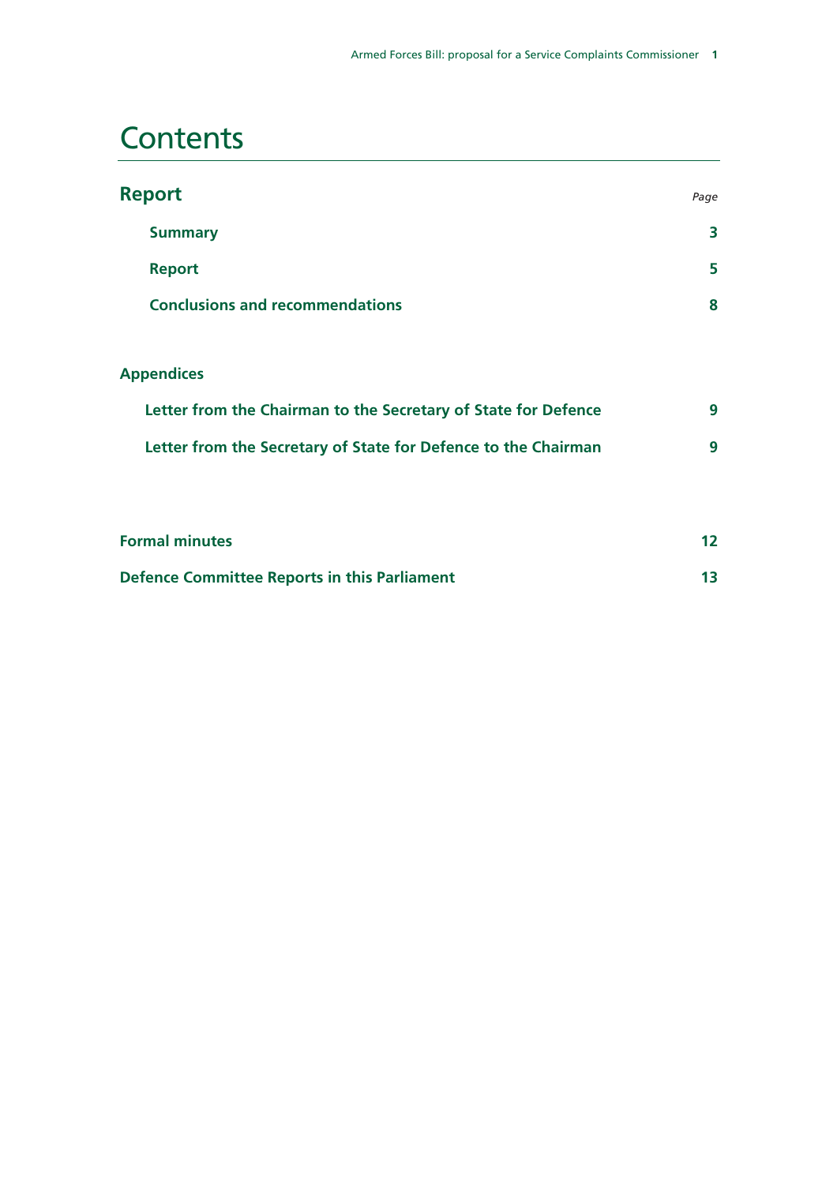# Contents

| **Report** | *Page* |
|---|---|
| **Summary** | **3** |
| **Report** | **5** |
| **Conclusions and recommendations** | **8** |
| | |
| **Appendices** | |
| **Letter from the Chairman to the Secretary of State for Defence** | **9** |
| **Letter from the Secretary of State for Defence to the Chairman** | **9** |
| | |
| **Formal minutes** | **12** |
| **Defence Committee Reports in this Parliament** | **13** |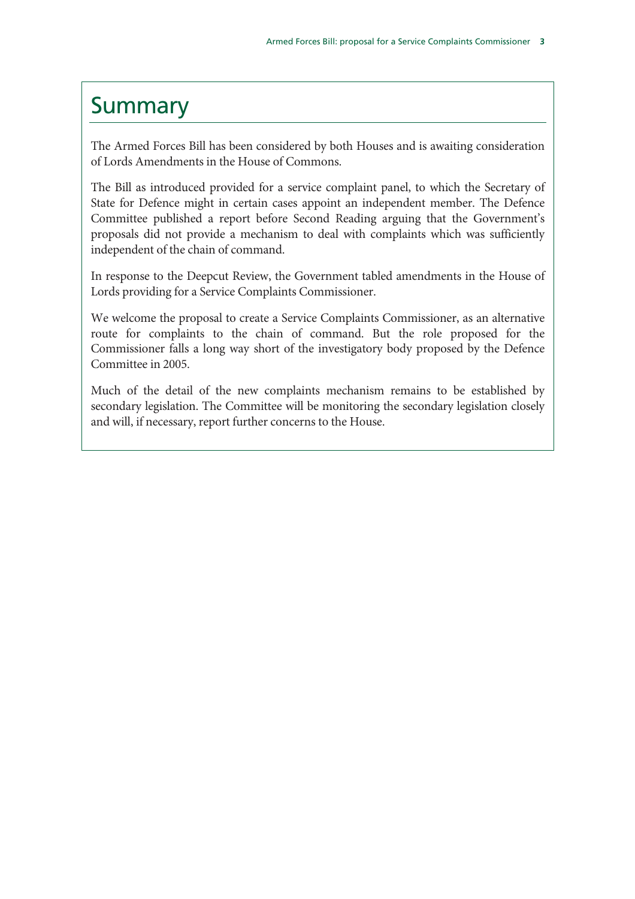# Summary

The Armed Forces Bill has been considered by both Houses and is awaiting consideration of Lords Amendments in the House of Commons.

The Bill as introduced provided for a service complaint panel, to which the Secretary of State for Defence might in certain cases appoint an independent member. The Defence Committee published a report before Second Reading arguing that the Government's proposals did not provide a mechanism to deal with complaints which was sufficiently independent of the chain of command.

In response to the Deepcut Review, the Government tabled amendments in the House of Lords providing for a Service Complaints Commissioner.

We welcome the proposal to create a Service Complaints Commissioner, as an alternative route for complaints to the chain of command. But the role proposed for the Commissioner falls a long way short of the investigatory body proposed by the Defence Committee in 2005.

Much of the detail of the new complaints mechanism remains to be established by secondary legislation. The Committee will be monitoring the secondary legislation closely and will, if necessary, report further concerns to the House.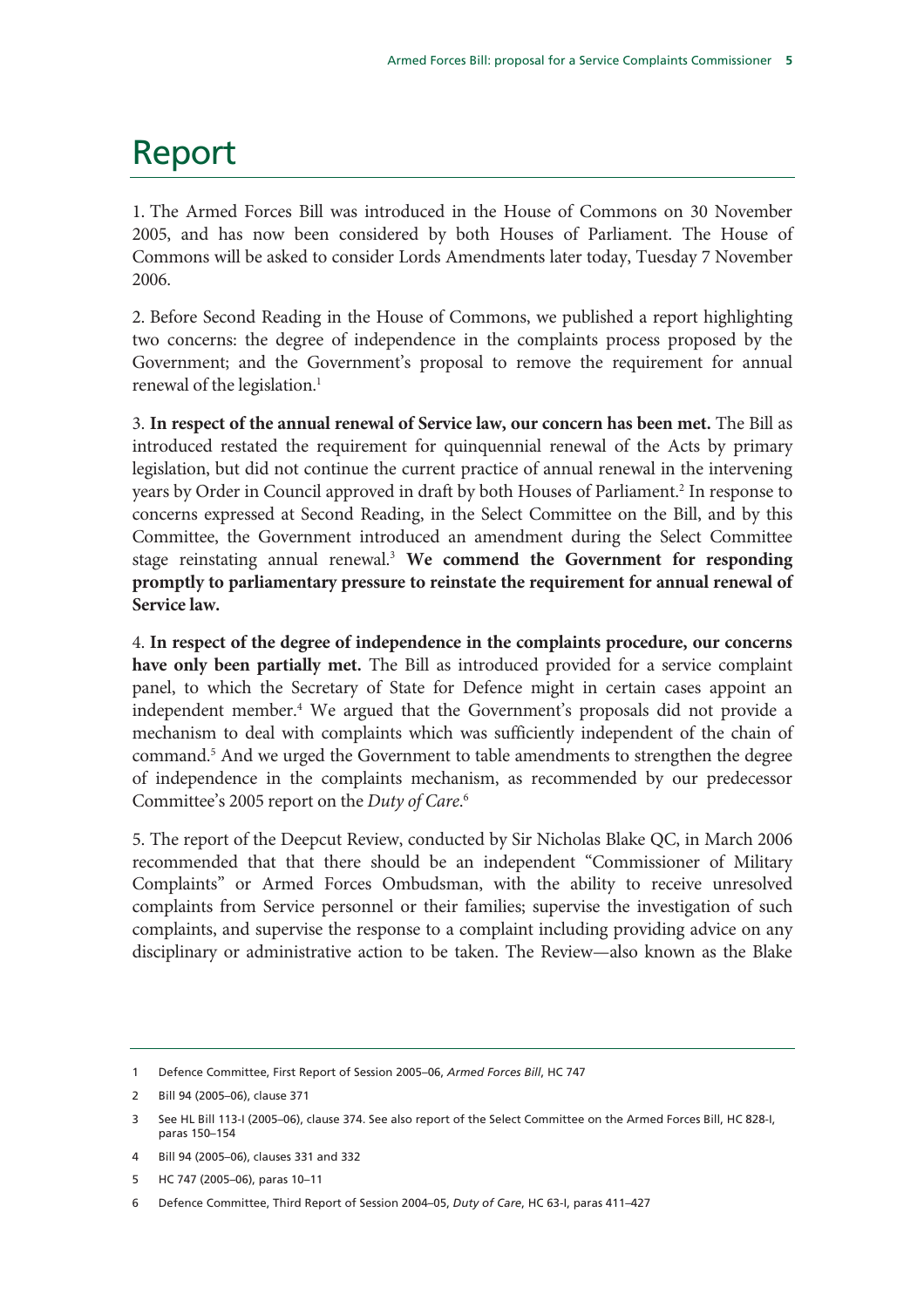# Report

1. The Armed Forces Bill was introduced in the House of Commons on 30 November 2005, and has now been considered by both Houses of Parliament. The House of Commons will be asked to consider Lords Amendments later today, Tuesday 7 November 2006.

2. Before Second Reading in the House of Commons, we published a report highlighting two concerns: the degree of independence in the complaints process proposed by the Government; and the Government's proposal to remove the requirement for annual renewal of the legislation.[1]

3. **In respect of the annual renewal of Service law, our concern has been met.** The Bill as introduced restated the requirement for quinquennial renewal of the Acts by primary legislation, but did not continue the current practice of annual renewal in the intervening years by Order in Council approved in draft by both Houses of Parliament.[2] In response to concerns expressed at Second Reading, in the Select Committee on the Bill, and by this Committee, the Government introduced an amendment during the Select Committee stage reinstating annual renewal.[3] **We commend the Government for responding promptly to parliamentary pressure to reinstate the requirement for annual renewal of Service law.**

4. **In respect of the degree of independence in the complaints procedure, our concerns have only been partially met.** The Bill as introduced provided for a service complaint panel, to which the Secretary of State for Defence might in certain cases appoint an independent member.[4] We argued that the Government's proposals did not provide a mechanism to deal with complaints which was sufficiently independent of the chain of command.[5] And we urged the Government to table amendments to strengthen the degree of independence in the complaints mechanism, as recommended by our predecessor Committee's 2005 report on the *Duty of Care*.[6]

5. The report of the Deepcut Review, conducted by Sir Nicholas Blake QC, in March 2006 recommended that that there should be an independent "Commissioner of Military Complaints" or Armed Forces Ombudsman, with the ability to receive unresolved complaints from Service personnel or their families; supervise the investigation of such complaints, and supervise the response to a complaint including providing advice on any disciplinary or administrative action to be taken. The Review—also known as the Blake

---

1 Defence Committee, First Report of Session 2005–06, *Armed Forces Bill*, HC 747

2 Bill 94 (2005–06), clause 371

3 See HL Bill 113-I (2005–06), clause 374. See also report of the Select Committee on the Armed Forces Bill, HC 828-I, paras 150–154

4 Bill 94 (2005–06), clauses 331 and 332

5 HC 747 (2005–06), paras 10–11

6 Defence Committee, Third Report of Session 2004–05, *Duty of Care*, HC 63-I, paras 411–427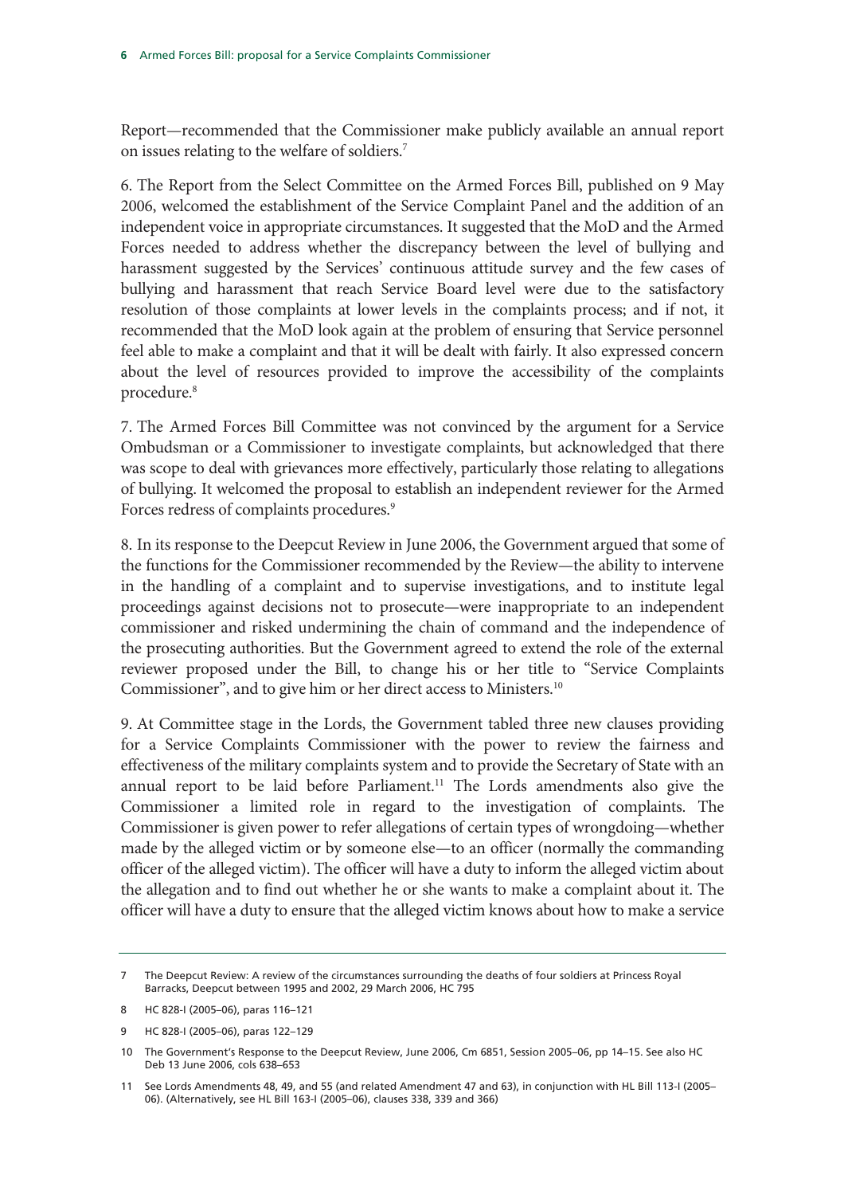Report—recommended that the Commissioner make publicly available an annual report on issues relating to the welfare of soldiers.[7]

6. The Report from the Select Committee on the Armed Forces Bill, published on 9 May 2006, welcomed the establishment of the Service Complaint Panel and the addition of an independent voice in appropriate circumstances. It suggested that the MoD and the Armed Forces needed to address whether the discrepancy between the level of bullying and harassment suggested by the Services' continuous attitude survey and the few cases of bullying and harassment that reach Service Board level were due to the satisfactory resolution of those complaints at lower levels in the complaints process; and if not, it recommended that the MoD look again at the problem of ensuring that Service personnel feel able to make a complaint and that it will be dealt with fairly. It also expressed concern about the level of resources provided to improve the accessibility of the complaints procedure.[8]

7. The Armed Forces Bill Committee was not convinced by the argument for a Service Ombudsman or a Commissioner to investigate complaints, but acknowledged that there was scope to deal with grievances more effectively, particularly those relating to allegations of bullying. It welcomed the proposal to establish an independent reviewer for the Armed Forces redress of complaints procedures.[9]

8. In its response to the Deepcut Review in June 2006, the Government argued that some of the functions for the Commissioner recommended by the Review—the ability to intervene in the handling of a complaint and to supervise investigations, and to institute legal proceedings against decisions not to prosecute—were inappropriate to an independent commissioner and risked undermining the chain of command and the independence of the prosecuting authorities. But the Government agreed to extend the role of the external reviewer proposed under the Bill, to change his or her title to "Service Complaints Commissioner", and to give him or her direct access to Ministers.[10]

9. At Committee stage in the Lords, the Government tabled three new clauses providing for a Service Complaints Commissioner with the power to review the fairness and effectiveness of the military complaints system and to provide the Secretary of State with an annual report to be laid before Parliament.[11] The Lords amendments also give the Commissioner a limited role in regard to the investigation of complaints. The Commissioner is given power to refer allegations of certain types of wrongdoing—whether made by the alleged victim or by someone else—to an officer (normally the commanding officer of the alleged victim). The officer will have a duty to inform the alleged victim about the allegation and to find out whether he or she wants to make a complaint about it. The officer will have a duty to ensure that the alleged victim knows about how to make a service

7 The Deepcut Review: A review of the circumstances surrounding the deaths of four soldiers at Princess Royal Barracks, Deepcut between 1995 and 2002, 29 March 2006, HC 795

8 HC 828-I (2005–06), paras 116–121

9 HC 828-I (2005–06), paras 122–129

10 The Government's Response to the Deepcut Review, June 2006, Cm 6851, Session 2005–06, pp 14–15. See also HC Deb 13 June 2006, cols 638–653

11 See Lords Amendments 48, 49, and 55 (and related Amendment 47 and 63), in conjunction with HL Bill 113-I (2005–06). (Alternatively, see HL Bill 163-I (2005–06), clauses 338, 339 and 366)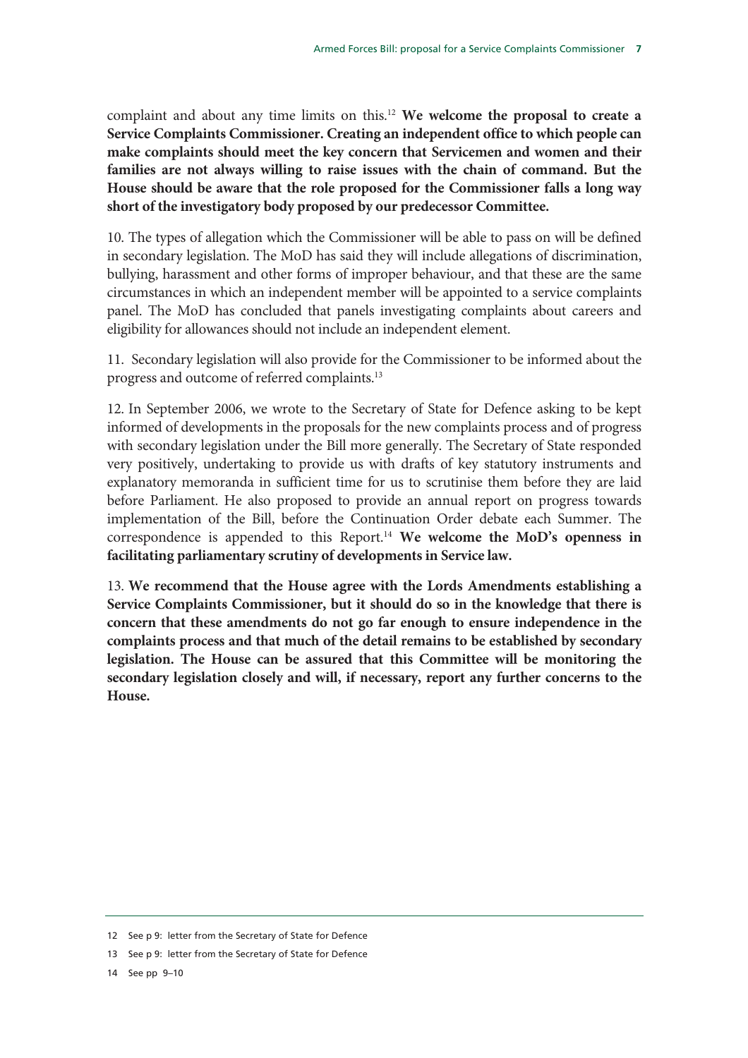complaint and about any time limits on this.[12] **We welcome the proposal to create a Service Complaints Commissioner. Creating an independent office to which people can make complaints should meet the key concern that Servicemen and women and their families are not always willing to raise issues with the chain of command. But the House should be aware that the role proposed for the Commissioner falls a long way short of the investigatory body proposed by our predecessor Committee.**

10. The types of allegation which the Commissioner will be able to pass on will be defined in secondary legislation. The MoD has said they will include allegations of discrimination, bullying, harassment and other forms of improper behaviour, and that these are the same circumstances in which an independent member will be appointed to a service complaints panel. The MoD has concluded that panels investigating complaints about careers and eligibility for allowances should not include an independent element.

11. Secondary legislation will also provide for the Commissioner to be informed about the progress and outcome of referred complaints.[13]

12. In September 2006, we wrote to the Secretary of State for Defence asking to be kept informed of developments in the proposals for the new complaints process and of progress with secondary legislation under the Bill more generally. The Secretary of State responded very positively, undertaking to provide us with drafts of key statutory instruments and explanatory memoranda in sufficient time for us to scrutinise them before they are laid before Parliament. He also proposed to provide an annual report on progress towards implementation of the Bill, before the Continuation Order debate each Summer. The correspondence is appended to this Report.[14] **We welcome the MoD's openness in facilitating parliamentary scrutiny of developments in Service law.**

13. **We recommend that the House agree with the Lords Amendments establishing a Service Complaints Commissioner, but it should do so in the knowledge that there is concern that these amendments do not go far enough to ensure independence in the complaints process and that much of the detail remains to be established by secondary legislation. The House can be assured that this Committee will be monitoring the secondary legislation closely and will, if necessary, report any further concerns to the House.**

12 See p 9: letter from the Secretary of State for Defence

13 See p 9: letter from the Secretary of State for Defence

14 See pp 9–10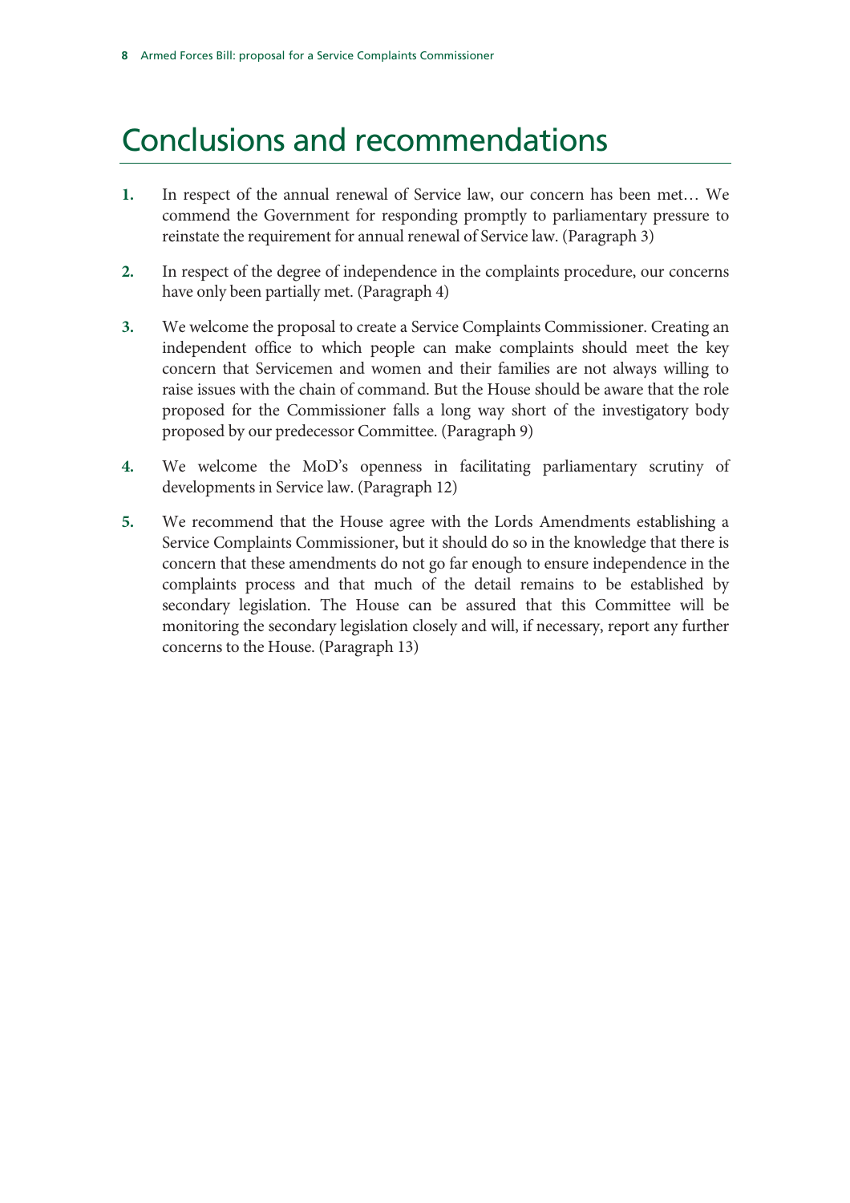# Conclusions and recommendations

1. In respect of the annual renewal of Service law, our concern has been met… We commend the Government for responding promptly to parliamentary pressure to reinstate the requirement for annual renewal of Service law. (Paragraph 3)

2. In respect of the degree of independence in the complaints procedure, our concerns have only been partially met. (Paragraph 4)

3. We welcome the proposal to create a Service Complaints Commissioner. Creating an independent office to which people can make complaints should meet the key concern that Servicemen and women and their families are not always willing to raise issues with the chain of command. But the House should be aware that the role proposed for the Commissioner falls a long way short of the investigatory body proposed by our predecessor Committee. (Paragraph 9)

4. We welcome the MoD's openness in facilitating parliamentary scrutiny of developments in Service law. (Paragraph 12)

5. We recommend that the House agree with the Lords Amendments establishing a Service Complaints Commissioner, but it should do so in the knowledge that there is concern that these amendments do not go far enough to ensure independence in the complaints process and that much of the detail remains to be established by secondary legislation. The House can be assured that this Committee will be monitoring the secondary legislation closely and will, if necessary, report any further concerns to the House. (Paragraph 13)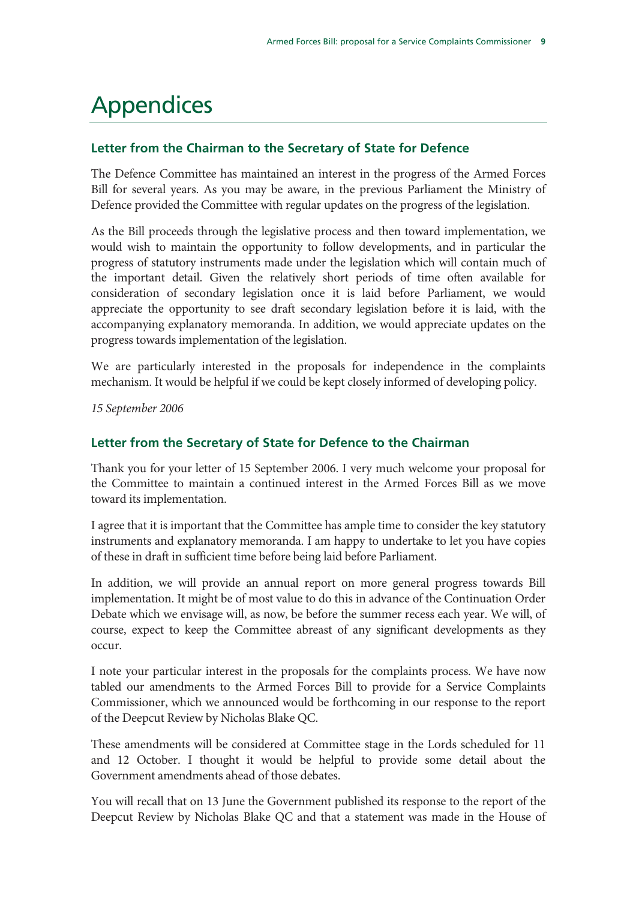# Appendices

## Letter from the Chairman to the Secretary of State for Defence

The Defence Committee has maintained an interest in the progress of the Armed Forces Bill for several years. As you may be aware, in the previous Parliament the Ministry of Defence provided the Committee with regular updates on the progress of the legislation.

As the Bill proceeds through the legislative process and then toward implementation, we would wish to maintain the opportunity to follow developments, and in particular the progress of statutory instruments made under the legislation which will contain much of the important detail. Given the relatively short periods of time often available for consideration of secondary legislation once it is laid before Parliament, we would appreciate the opportunity to see draft secondary legislation before it is laid, with the accompanying explanatory memoranda. In addition, we would appreciate updates on the progress towards implementation of the legislation.

We are particularly interested in the proposals for independence in the complaints mechanism. It would be helpful if we could be kept closely informed of developing policy.

*15 September 2006*

## Letter from the Secretary of State for Defence to the Chairman

Thank you for your letter of 15 September 2006. I very much welcome your proposal for the Committee to maintain a continued interest in the Armed Forces Bill as we move toward its implementation.

I agree that it is important that the Committee has ample time to consider the key statutory instruments and explanatory memoranda. I am happy to undertake to let you have copies of these in draft in sufficient time before being laid before Parliament.

In addition, we will provide an annual report on more general progress towards Bill implementation. It might be of most value to do this in advance of the Continuation Order Debate which we envisage will, as now, be before the summer recess each year. We will, of course, expect to keep the Committee abreast of any significant developments as they occur.

I note your particular interest in the proposals for the complaints process. We have now tabled our amendments to the Armed Forces Bill to provide for a Service Complaints Commissioner, which we announced would be forthcoming in our response to the report of the Deepcut Review by Nicholas Blake QC.

These amendments will be considered at Committee stage in the Lords scheduled for 11 and 12 October. I thought it would be helpful to provide some detail about the Government amendments ahead of those debates.

You will recall that on 13 June the Government published its response to the report of the Deepcut Review by Nicholas Blake QC and that a statement was made in the House of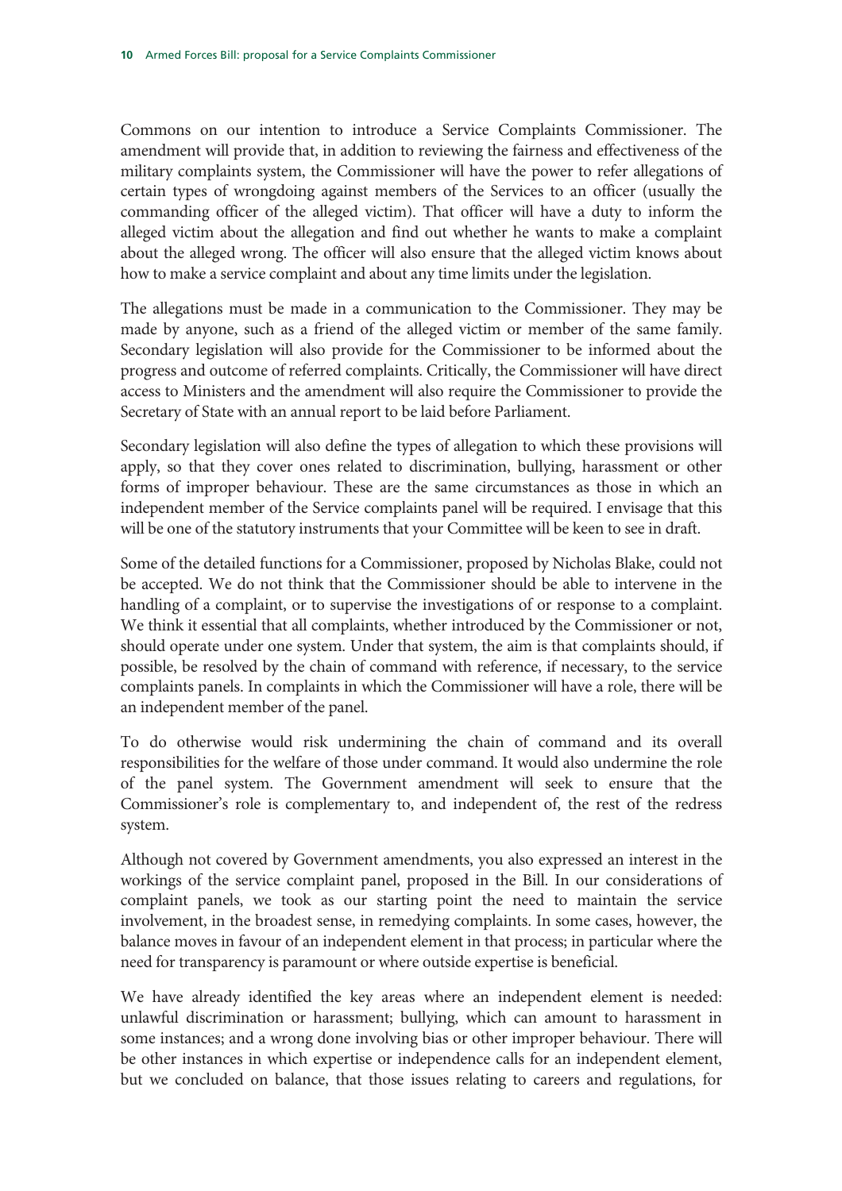Commons on our intention to introduce a Service Complaints Commissioner. The amendment will provide that, in addition to reviewing the fairness and effectiveness of the military complaints system, the Commissioner will have the power to refer allegations of certain types of wrongdoing against members of the Services to an officer (usually the commanding officer of the alleged victim). That officer will have a duty to inform the alleged victim about the allegation and find out whether he wants to make a complaint about the alleged wrong. The officer will also ensure that the alleged victim knows about how to make a service complaint and about any time limits under the legislation.

The allegations must be made in a communication to the Commissioner. They may be made by anyone, such as a friend of the alleged victim or member of the same family. Secondary legislation will also provide for the Commissioner to be informed about the progress and outcome of referred complaints. Critically, the Commissioner will have direct access to Ministers and the amendment will also require the Commissioner to provide the Secretary of State with an annual report to be laid before Parliament.

Secondary legislation will also define the types of allegation to which these provisions will apply, so that they cover ones related to discrimination, bullying, harassment or other forms of improper behaviour. These are the same circumstances as those in which an independent member of the Service complaints panel will be required. I envisage that this will be one of the statutory instruments that your Committee will be keen to see in draft.

Some of the detailed functions for a Commissioner, proposed by Nicholas Blake, could not be accepted. We do not think that the Commissioner should be able to intervene in the handling of a complaint, or to supervise the investigations of or response to a complaint. We think it essential that all complaints, whether introduced by the Commissioner or not, should operate under one system. Under that system, the aim is that complaints should, if possible, be resolved by the chain of command with reference, if necessary, to the service complaints panels. In complaints in which the Commissioner will have a role, there will be an independent member of the panel.

To do otherwise would risk undermining the chain of command and its overall responsibilities for the welfare of those under command. It would also undermine the role of the panel system. The Government amendment will seek to ensure that the Commissioner's role is complementary to, and independent of, the rest of the redress system.

Although not covered by Government amendments, you also expressed an interest in the workings of the service complaint panel, proposed in the Bill. In our considerations of complaint panels, we took as our starting point the need to maintain the service involvement, in the broadest sense, in remedying complaints. In some cases, however, the balance moves in favour of an independent element in that process; in particular where the need for transparency is paramount or where outside expertise is beneficial.

We have already identified the key areas where an independent element is needed: unlawful discrimination or harassment; bullying, which can amount to harassment in some instances; and a wrong done involving bias or other improper behaviour. There will be other instances in which expertise or independence calls for an independent element, but we concluded on balance, that those issues relating to careers and regulations, for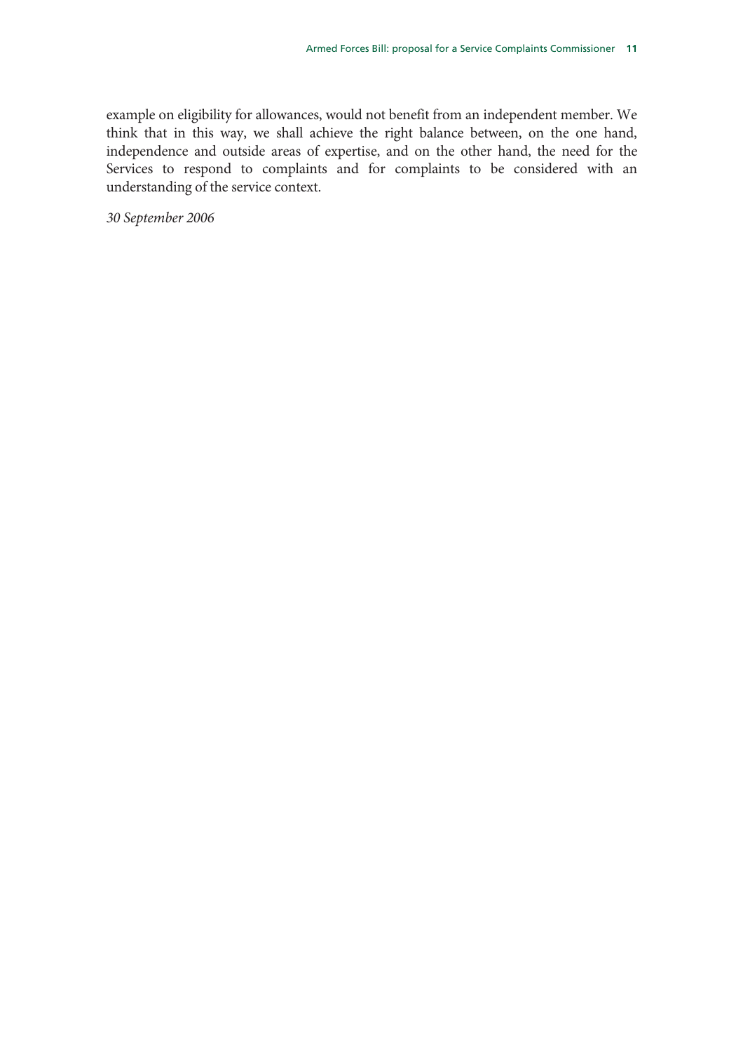example on eligibility for allowances, would not benefit from an independent member. We think that in this way, we shall achieve the right balance between, on the one hand, independence and outside areas of expertise, and on the other hand, the need for the Services to respond to complaints and for complaints to be considered with an understanding of the service context.

*30 September 2006*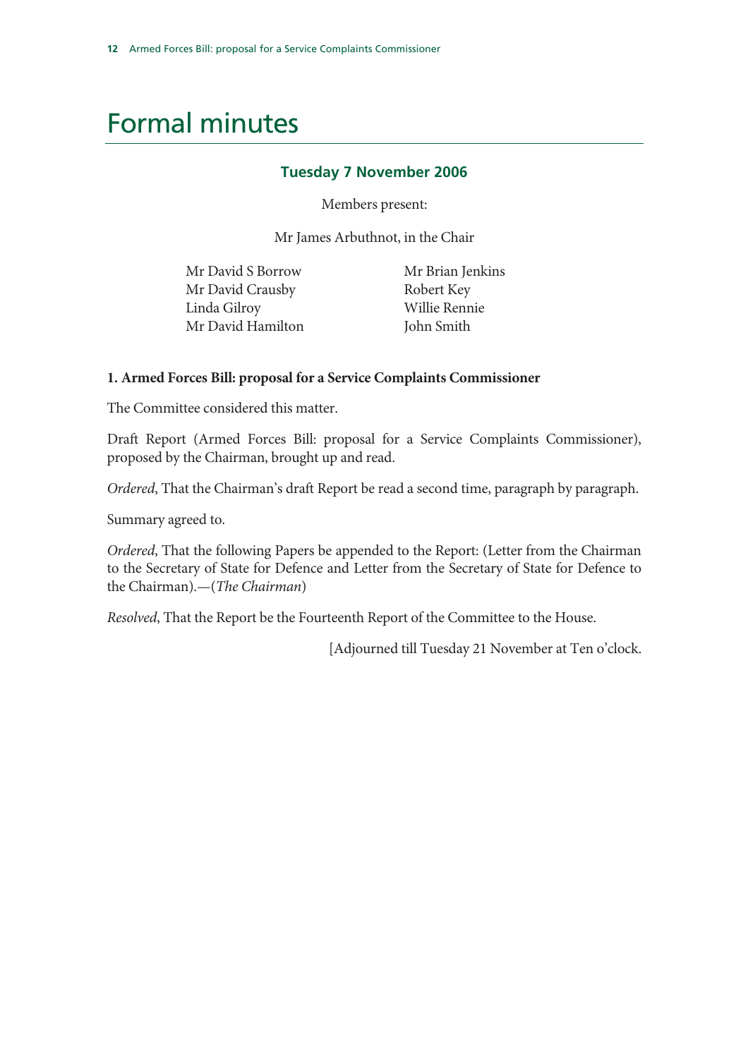# Formal minutes

### Tuesday 7 November 2006

Members present:

Mr James Arbuthnot, in the Chair

Mr David S Borrow
Mr David Crausby
Linda Gilroy
Mr David Hamilton
Mr Brian Jenkins
Robert Key
Willie Rennie
John Smith

**1. Armed Forces Bill: proposal for a Service Complaints Commissioner**

The Committee considered this matter.

Draft Report (Armed Forces Bill: proposal for a Service Complaints Commissioner), proposed by the Chairman, brought up and read.

*Ordered*, That the Chairman's draft Report be read a second time, paragraph by paragraph.

Summary agreed to.

*Ordered*, That the following Papers be appended to the Report: (Letter from the Chairman to the Secretary of State for Defence and Letter from the Secretary of State for Defence to the Chairman).—(*The Chairman*)

*Resolved*, That the Report be the Fourteenth Report of the Committee to the House.

[Adjourned till Tuesday 21 November at Ten o'clock.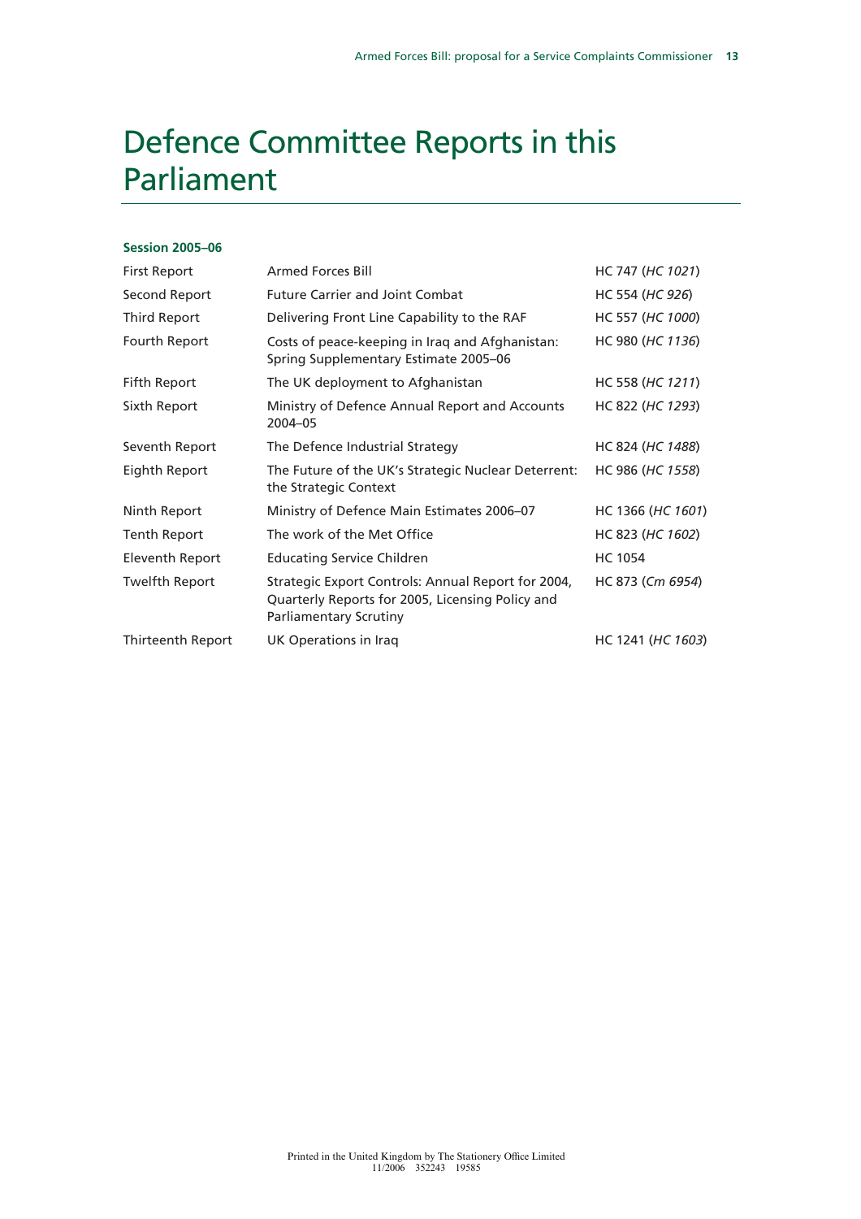# Defence Committee Reports in this Parliament

**Session 2005–06**

| | | |
|---|---|---|
| First Report | Armed Forces Bill | HC 747 (*HC 1021*) |
| Second Report | Future Carrier and Joint Combat | HC 554 (*HC 926*) |
| Third Report | Delivering Front Line Capability to the RAF | HC 557 (*HC 1000*) |
| Fourth Report | Costs of peace-keeping in Iraq and Afghanistan: Spring Supplementary Estimate 2005–06 | HC 980 (*HC 1136*) |
| Fifth Report | The UK deployment to Afghanistan | HC 558 (*HC 1211*) |
| Sixth Report | Ministry of Defence Annual Report and Accounts 2004–05 | HC 822 (*HC 1293*) |
| Seventh Report | The Defence Industrial Strategy | HC 824 (*HC 1488*) |
| Eighth Report | The Future of the UK's Strategic Nuclear Deterrent: the Strategic Context | HC 986 (*HC 1558*) |
| Ninth Report | Ministry of Defence Main Estimates 2006–07 | HC 1366 (*HC 1601*) |
| Tenth Report | The work of the Met Office | HC 823 (*HC 1602*) |
| Eleventh Report | Educating Service Children | HC 1054 |
| Twelfth Report | Strategic Export Controls: Annual Report for 2004, Quarterly Reports for 2005, Licensing Policy and Parliamentary Scrutiny | HC 873 (*Cm 6954*) |
| Thirteenth Report | UK Operations in Iraq | HC 1241 (*HC 1603*) |

Printed in the United Kingdom by The Stationery Office Limited
11/2006 352243 19585